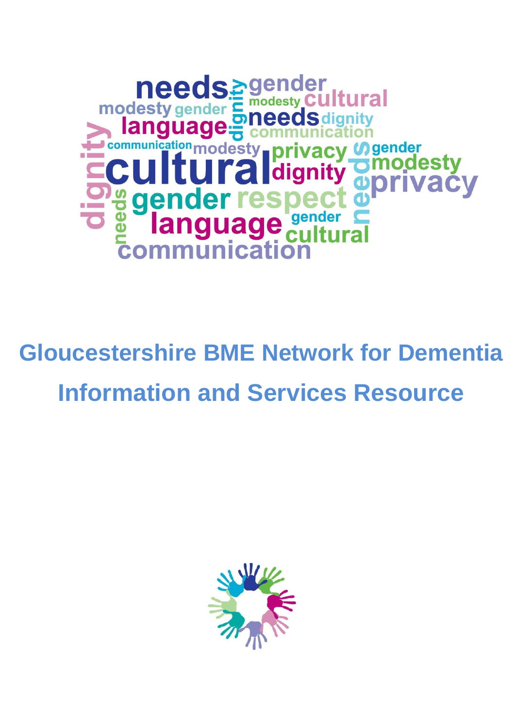# Gloucestershire BME Network for Dementia

# Information and Services Resource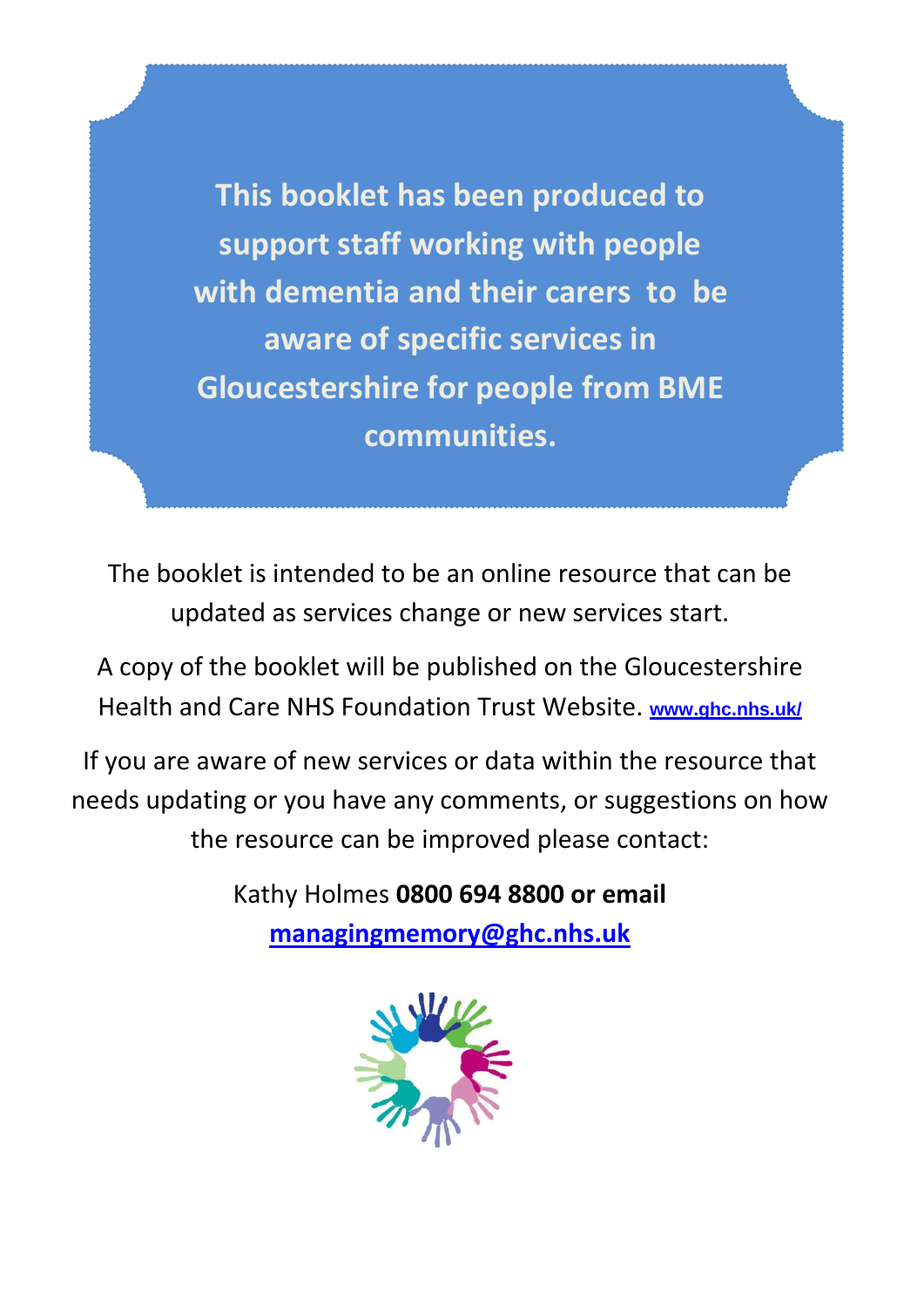**This booklet has been produced to support staff working with people with dementia and their carers to be aware of specific services in Gloucestershire for people from BME communities.**

The booklet is intended to be an online resource that can be updated as services change or new services start.

A copy of the booklet will be published on the Gloucestershire Health and Care NHS Foundation Trust Website. [www.ghc.nhs.uk/](http://www.ghc.nhs.uk/)

If you are aware of new services or data within the resource that needs updating or you have any comments, or suggestions on how the resource can be improved please contact:

Kathy Holmes **0800 694 8800 or email** [**managingmemory@ghc.nhs.uk**](mailto:managingmemory@ghc.nhs.uk)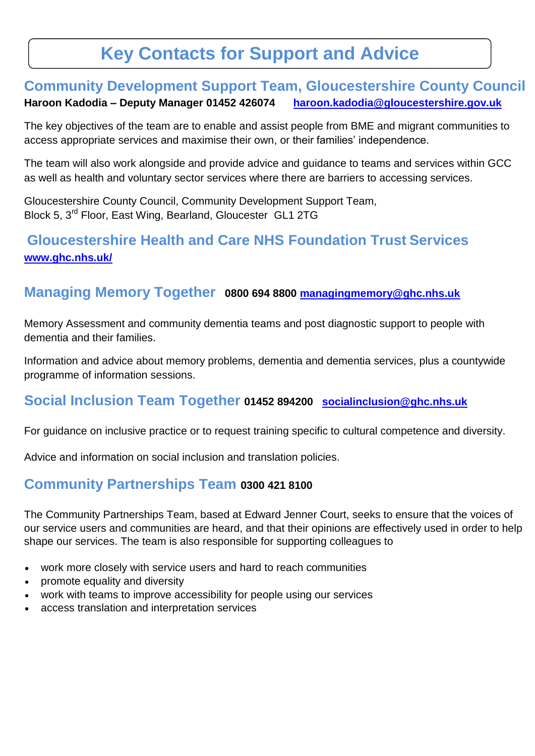# Key Contacts for Support and Advice

## Community Development Support Team, Gloucestershire County Council

**Haroon Kadodia – Deputy Manager 01452 426074** **haroon.kadodia@gloucestershire.gov.uk**

The key objectives of the team are to enable and assist people from BME and migrant communities to access appropriate services and maximise their own, or their families' independence.

The team will also work alongside and provide advice and guidance to teams and services within GCC as well as health and voluntary sector services where there are barriers to accessing services.

Gloucestershire County Council, Community Development Support Team,
Block 5, 3rd Floor, East Wing, Bearland, Gloucester GL1 2TG

## Gloucestershire Health and Care NHS Foundation Trust Services

**www.ghc.nhs.uk/**

## Managing Memory Together **0800 694 8800 managingmemory@ghc.nhs.uk**

Memory Assessment and community dementia teams and post diagnostic support to people with dementia and their families.

Information and advice about memory problems, dementia and dementia services, plus a countywide programme of information sessions.

## Social Inclusion Team Together **01452 894200 socialinclusion@ghc.nhs.uk**

For guidance on inclusive practice or to request training specific to cultural competence and diversity.

Advice and information on social inclusion and translation policies.

## Community Partnerships Team **0300 421 8100**

The Community Partnerships Team, based at Edward Jenner Court, seeks to ensure that the voices of our service users and communities are heard, and that their opinions are effectively used in order to help shape our services. The team is also responsible for supporting colleagues to

- work more closely with service users and hard to reach communities
- promote equality and diversity
- work with teams to improve accessibility for people using our services
- access translation and interpretation services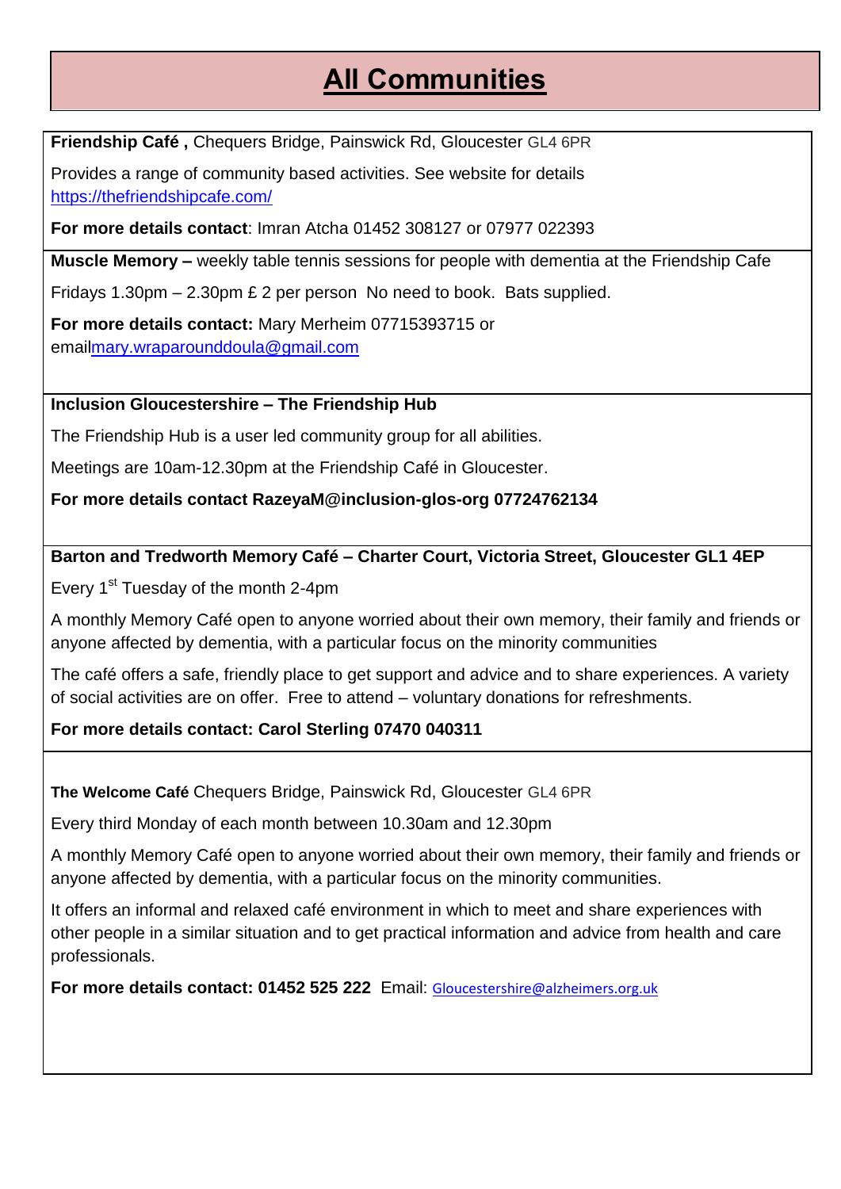# All Communities

**Friendship Café ,** Chequers Bridge, Painswick Rd, Gloucester GL4 6PR

Provides a range of community based activities. See website for details https://thefriendshipcafe.com/

**For more details contact**: Imran Atcha 01452 308127 or 07977 022393

---

**Muscle Memory –** weekly table tennis sessions for people with dementia at the Friendship Cafe

Fridays 1.30pm – 2.30pm £ 2 per person No need to book. Bats supplied.

**For more details contact:** Mary Merheim 07715393715 or emailmary.wraparounddoula@gmail.com

---

**Inclusion Gloucestershire – The Friendship Hub**

The Friendship Hub is a user led community group for all abilities.

Meetings are 10am-12.30pm at the Friendship Café in Gloucester.

**For more details contact RazeyaM@inclusion-glos-org 07724762134**

---

**Barton and Tredworth Memory Café – Charter Court, Victoria Street, Gloucester GL1 4EP**

Every 1st Tuesday of the month 2-4pm

A monthly Memory Café open to anyone worried about their own memory, their family and friends or anyone affected by dementia, with a particular focus on the minority communities

The café offers a safe, friendly place to get support and advice and to share experiences. A variety of social activities are on offer. Free to attend – voluntary donations for refreshments.

**For more details contact: Carol Sterling 07470 040311**

---

**The Welcome Café** Chequers Bridge, Painswick Rd, Gloucester GL4 6PR

Every third Monday of each month between 10.30am and 12.30pm

A monthly Memory Café open to anyone worried about their own memory, their family and friends or anyone affected by dementia, with a particular focus on the minority communities.

It offers an informal and relaxed café environment in which to meet and share experiences with other people in a similar situation and to get practical information and advice from health and care professionals.

**For more details contact: 01452 525 222** Email: Gloucestershire@alzheimers.org.uk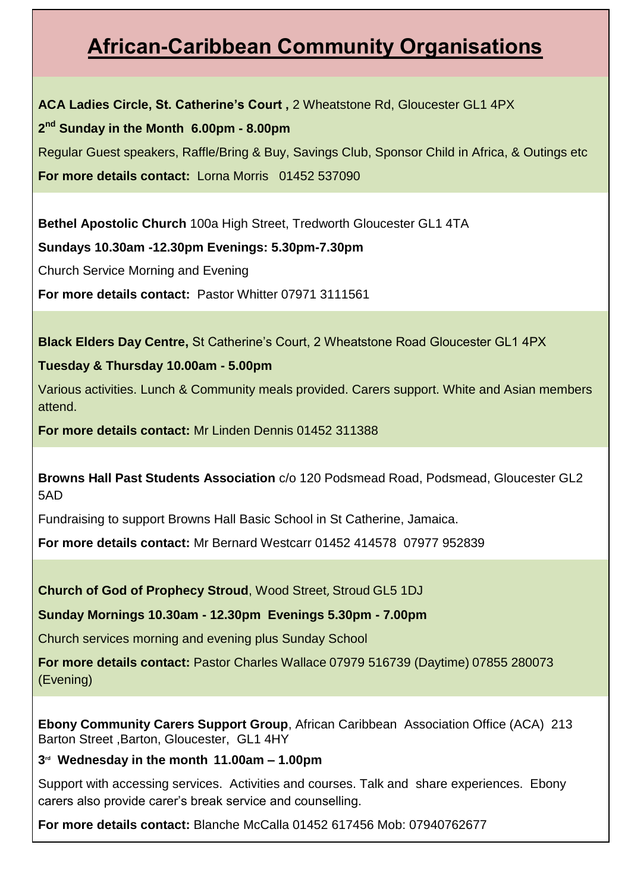# African-Caribbean Community Organisations

**ACA Ladies Circle, St. Catherine's Court ,** 2 Wheatstone Rd, Gloucester GL1 4PX

**2nd Sunday in the Month 6.00pm - 8.00pm**

Regular Guest speakers, Raffle/Bring & Buy, Savings Club, Sponsor Child in Africa, & Outings etc

**For more details contact:** Lorna Morris 01452 537090

**Bethel Apostolic Church** 100a High Street, Tredworth Gloucester GL1 4TA

**Sundays 10.30am -12.30pm Evenings: 5.30pm-7.30pm**

Church Service Morning and Evening

**For more details contact:** Pastor Whitter 07971 3111561

**Black Elders Day Centre,** St Catherine's Court, 2 Wheatstone Road Gloucester GL1 4PX

**Tuesday & Thursday 10.00am - 5.00pm**

Various activities. Lunch & Community meals provided. Carers support. White and Asian members attend.

**For more details contact:** Mr Linden Dennis 01452 311388

**Browns Hall Past Students Association** c/o 120 Podsmead Road, Podsmead, Gloucester GL2 5AD

Fundraising to support Browns Hall Basic School in St Catherine, Jamaica.

**For more details contact:** Mr Bernard Westcarr 01452 414578 07977 952839

**Church of God of Prophecy Stroud**, Wood Street, Stroud GL5 1DJ

**Sunday Mornings 10.30am - 12.30pm Evenings 5.30pm - 7.00pm**

Church services morning and evening plus Sunday School

**For more details contact:** Pastor Charles Wallace 07979 516739 (Daytime) 07855 280073 (Evening)

**Ebony Community Carers Support Group**, African Caribbean Association Office (ACA) 213 Barton Street ,Barton, Gloucester, GL1 4HY

**3rd Wednesday in the month 11.00am – 1.00pm**

Support with accessing services. Activities and courses. Talk and share experiences. Ebony carers also provide carer's break service and counselling.

**For more details contact:** Blanche McCalla 01452 617456 Mob: 07940762677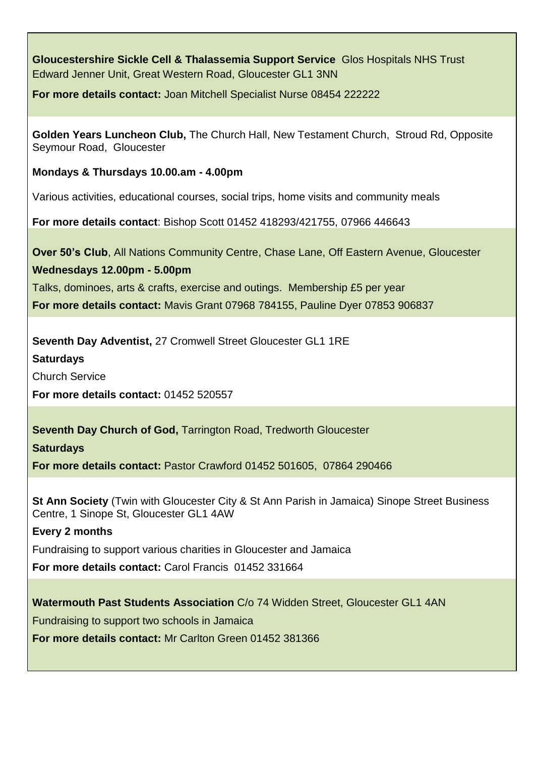**Gloucestershire Sickle Cell & Thalassemia Support Service** Glos Hospitals NHS Trust Edward Jenner Unit, Great Western Road, Gloucester GL1 3NN

**For more details contact:** Joan Mitchell Specialist Nurse 08454 222222

---

**Golden Years Luncheon Club,** The Church Hall, New Testament Church, Stroud Rd, Opposite Seymour Road, Gloucester

**Mondays & Thursdays 10.00.am - 4.00pm**

Various activities, educational courses, social trips, home visits and community meals

**For more details contact**: Bishop Scott 01452 418293/421755, 07966 446643

---

**Over 50's Club**, All Nations Community Centre, Chase Lane, Off Eastern Avenue, Gloucester

**Wednesdays 12.00pm - 5.00pm**

Talks, dominoes, arts & crafts, exercise and outings. Membership £5 per year

**For more details contact:** Mavis Grant 07968 784155, Pauline Dyer 07853 906837

---

**Seventh Day Adventist,** 27 Cromwell Street Gloucester GL1 1RE

**Saturdays**

Church Service

**For more details contact:** 01452 520557

---

**Seventh Day Church of God,** Tarrington Road, Tredworth Gloucester

**Saturdays**

**For more details contact:** Pastor Crawford 01452 501605, 07864 290466

---

**St Ann Society** (Twin with Gloucester City & St Ann Parish in Jamaica) Sinope Street Business Centre, 1 Sinope St, Gloucester GL1 4AW

**Every 2 months**

Fundraising to support various charities in Gloucester and Jamaica

**For more details contact:** Carol Francis 01452 331664

---

**Watermouth Past Students Association** C/o 74 Widden Street, Gloucester GL1 4AN

Fundraising to support two schools in Jamaica

**For more details contact:** Mr Carlton Green 01452 381366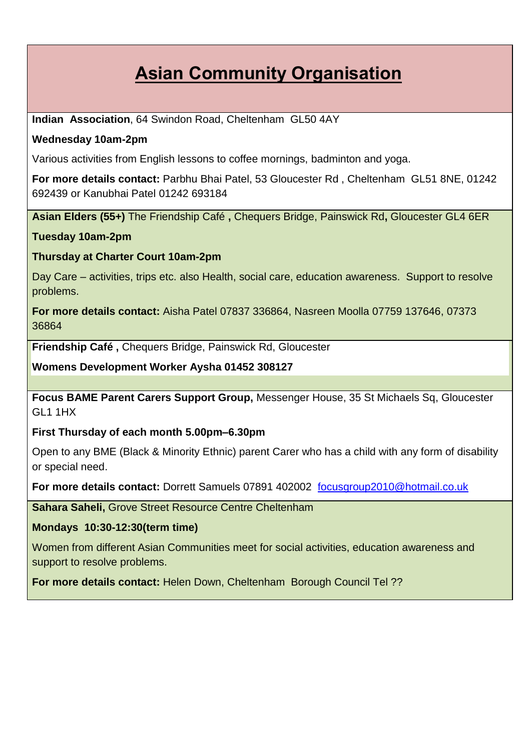# Asian Community Organisation

**Indian Association**, 64 Swindon Road, Cheltenham GL50 4AY

**Wednesday 10am-2pm**

Various activities from English lessons to coffee mornings, badminton and yoga.

**For more details contact:** Parbhu Bhai Patel, 53 Gloucester Rd , Cheltenham GL51 8NE, 01242 692439 or Kanubhai Patel 01242 693184

---

**Asian Elders (55+)** The Friendship Café **,** Chequers Bridge, Painswick Rd**,** Gloucester GL4 6ER

**Tuesday 10am-2pm**

**Thursday at Charter Court 10am-2pm**

Day Care – activities, trips etc. also Health, social care, education awareness. Support to resolve problems.

**For more details contact:** Aisha Patel 07837 336864, Nasreen Moolla 07759 137646, 07373 36864

---

**Friendship Café ,** Chequers Bridge, Painswick Rd, Gloucester

**Womens Development Worker Aysha 01452 308127**

---

**Focus BAME Parent Carers Support Group,** Messenger House, 35 St Michaels Sq, Gloucester GL1 1HX

**First Thursday of each month 5.00pm–6.30pm**

Open to any BME (Black & Minority Ethnic) parent Carer who has a child with any form of disability or special need.

**For more details contact:** Dorrett Samuels 07891 402002 focusgroup2010@hotmail.co.uk

---

**Sahara Saheli,** Grove Street Resource Centre Cheltenham

**Mondays 10:30-12:30(term time)**

Women from different Asian Communities meet for social activities, education awareness and support to resolve problems.

**For more details contact:** Helen Down, Cheltenham Borough Council Tel ??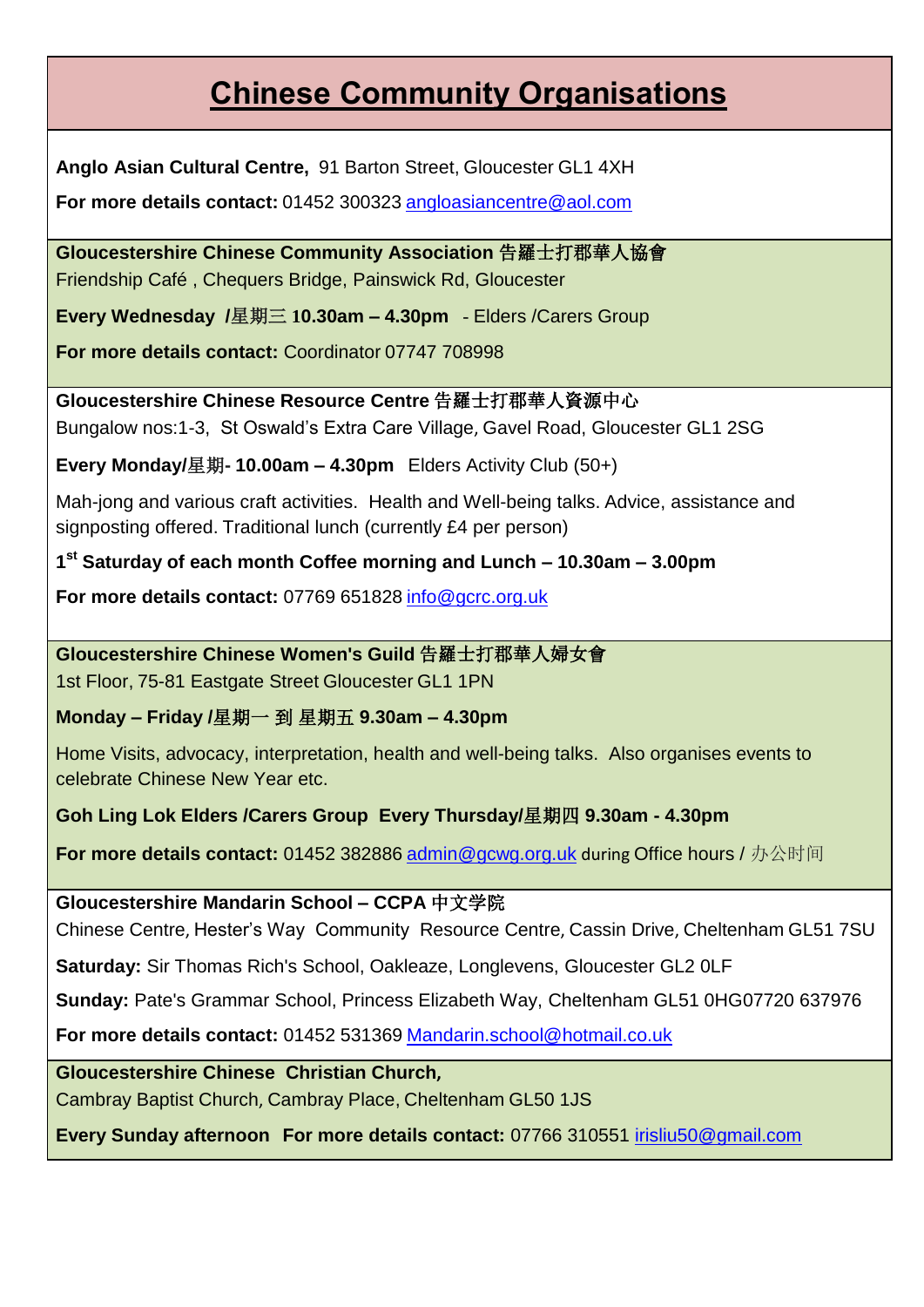# Chinese Community Organisations

**Anglo Asian Cultural Centre,** 91 Barton Street, Gloucester GL1 4XH

**For more details contact:** 01452 300323 angloasiancentre@aol.com

---

**Gloucestershire Chinese Community Association 告羅士打郡華人協會**
Friendship Café , Chequers Bridge, Painswick Rd, Gloucester

**Every Wednesday /星期三 10.30am – 4.30pm** - Elders /Carers Group

**For more details contact:** Coordinator 07747 708998

---

**Gloucestershire Chinese Resource Centre 告羅士打郡華人資源中心**
Bungalow nos:1-3, St Oswald's Extra Care Village, Gavel Road, Gloucester GL1 2SG

**Every Monday/星期- 10.00am – 4.30pm** Elders Activity Club (50+)

Mah-jong and various craft activities. Health and Well-being talks. Advice, assistance and signposting offered. Traditional lunch (currently £4 per person)

**1st Saturday of each month Coffee morning and Lunch – 10.30am – 3.00pm**

**For more details contact:** 07769 651828 info@gcrc.org.uk

---

**Gloucestershire Chinese Women's Guild 告羅士打郡華人婦女會**
1st Floor, 75-81 Eastgate Street Gloucester GL1 1PN

**Monday – Friday /星期一 到 星期五 9.30am – 4.30pm**

Home Visits, advocacy, interpretation, health and well-being talks. Also organises events to celebrate Chinese New Year etc.

**Goh Ling Lok Elders /Carers Group Every Thursday/星期四 9.30am - 4.30pm**

**For more details contact:** 01452 382886 admin@gcwg.org.uk during Office hours / 办公时间

---

**Gloucestershire Mandarin School – CCPA 中文学院**
Chinese Centre, Hester's Way Community Resource Centre, Cassin Drive, Cheltenham GL51 7SU

**Saturday:** Sir Thomas Rich's School, Oakleaze, Longlevens, Gloucester GL2 0LF

**Sunday:** Pate's Grammar School, Princess Elizabeth Way, Cheltenham GL51 0HG07720 637976

**For more details contact:** 01452 531369 Mandarin.school@hotmail.co.uk

---

**Gloucestershire Chinese Christian Church,**
Cambray Baptist Church, Cambray Place, Cheltenham GL50 1JS

**Every Sunday afternoon For more details contact:** 07766 310551 irisliu50@gmail.com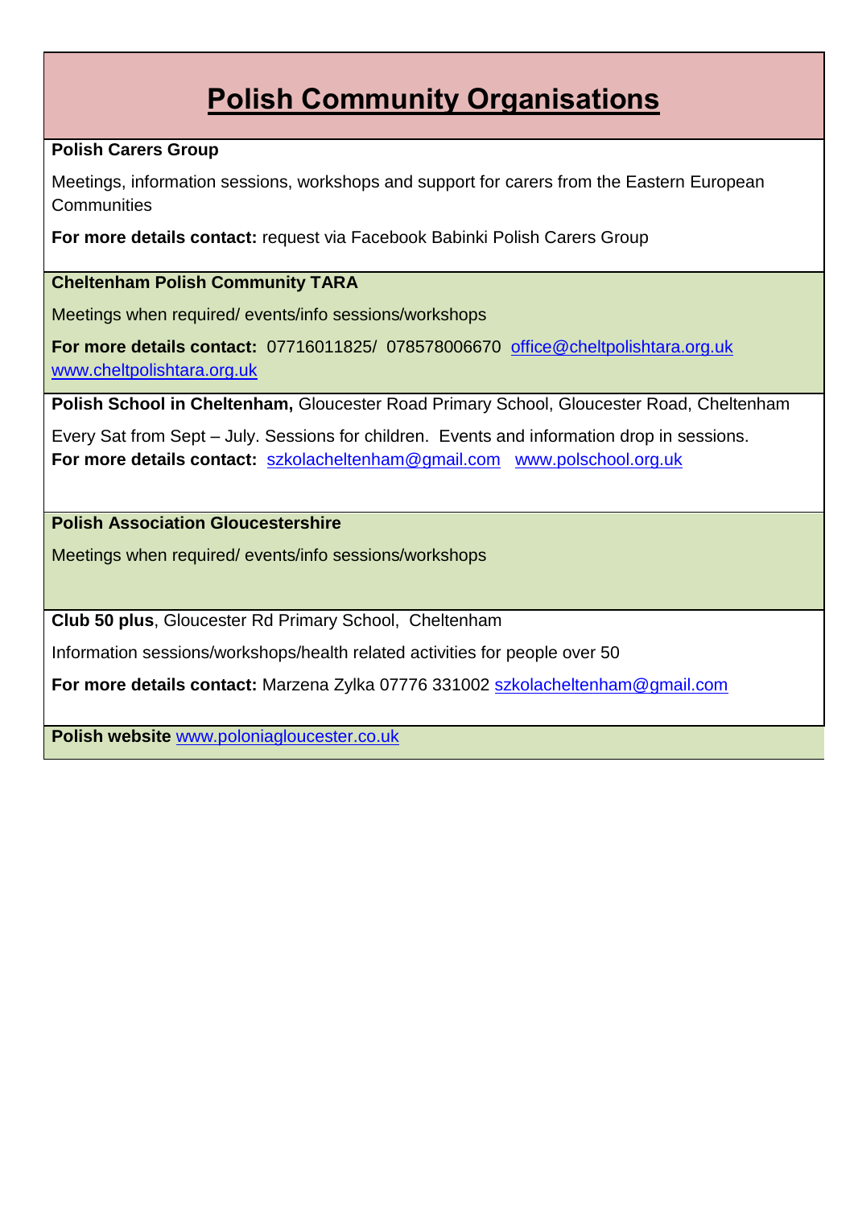# Polish Community Organisations

**Polish Carers Group**

Meetings, information sessions, workshops and support for carers from the Eastern European Communities

**For more details contact:** request via Facebook Babinki Polish Carers Group

**Cheltenham Polish Community TARA**

Meetings when required/ events/info sessions/workshops

**For more details contact:** 07716011825/ 078578006670 office@cheltpolishtara.org.uk www.cheltpolishtara.org.uk

**Polish School in Cheltenham,** Gloucester Road Primary School, Gloucester Road, Cheltenham

Every Sat from Sept – July. Sessions for children. Events and information drop in sessions.
**For more details contact:** szkolacheltenham@gmail.com www.polschool.org.uk

**Polish Association Gloucestershire**

Meetings when required/ events/info sessions/workshops

**Club 50 plus**, Gloucester Rd Primary School, Cheltenham

Information sessions/workshops/health related activities for people over 50

**For more details contact:** Marzena Zylka 07776 331002 szkolacheltenham@gmail.com

**Polish website** www.poloniagloucester.co.uk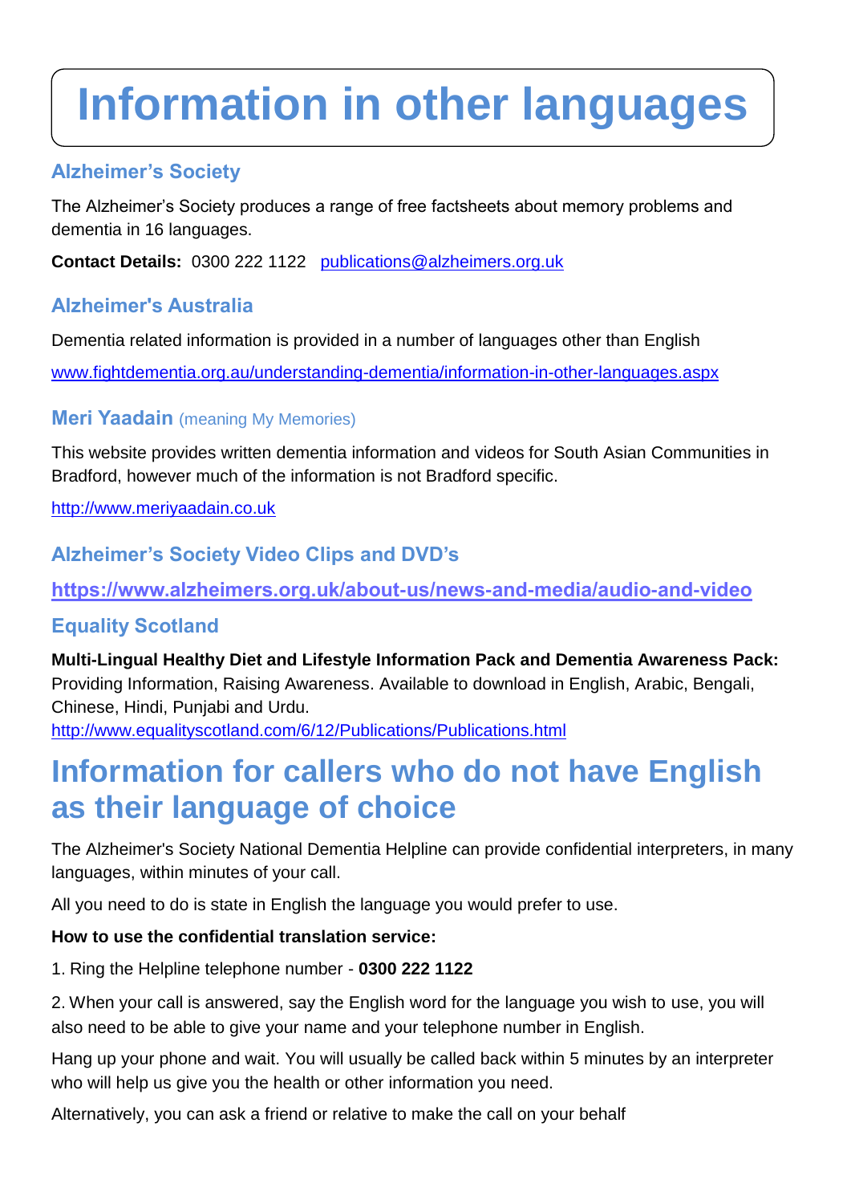# Information in other languages

### Alzheimer's Society

The Alzheimer's Society produces a range of free factsheets about memory problems and dementia in 16 languages.

**Contact Details:** 0300 222 1122 [publications@alzheimers.org.uk](mailto:publications@alzheimers.org.uk)

### Alzheimer's Australia

Dementia related information is provided in a number of languages other than English

[www.fightdementia.org.au/understanding-dementia/information-in-other-languages.aspx](http://www.fightdementia.org.au/understanding-dementia/information-in-other-languages.aspx)

### Meri Yaadain (meaning My Memories)

This website provides written dementia information and videos for South Asian Communities in Bradford, however much of the information is not Bradford specific.

[http://www.meriyaadain.co.uk](http://www.meriyaadain.co.uk)

### Alzheimer's Society Video Clips and DVD's

**[https://www.alzheimers.org.uk/about-us/news-and-media/audio-and-video](https://www.alzheimers.org.uk/about-us/news-and-media/audio-and-video)**

### Equality Scotland

**Multi-Lingual Healthy Diet and Lifestyle Information Pack and Dementia Awareness Pack:** Providing Information, Raising Awareness. Available to download in English, Arabic, Bengali, Chinese, Hindi, Punjabi and Urdu.
[http://www.equalityscotland.com/6/12/Publications/Publications.html](http://www.equalityscotland.com/6/12/Publications/Publications.html)

## Information for callers who do not have English as their language of choice

The Alzheimer's Society National Dementia Helpline can provide confidential interpreters, in many languages, within minutes of your call.

All you need to do is state in English the language you would prefer to use.

**How to use the confidential translation service:**

1. Ring the Helpline telephone number - **0300 222 1122**

2. When your call is answered, say the English word for the language you wish to use, you will also need to be able to give your name and your telephone number in English.

Hang up your phone and wait. You will usually be called back within 5 minutes by an interpreter who will help us give you the health or other information you need.

Alternatively, you can ask a friend or relative to make the call on your behalf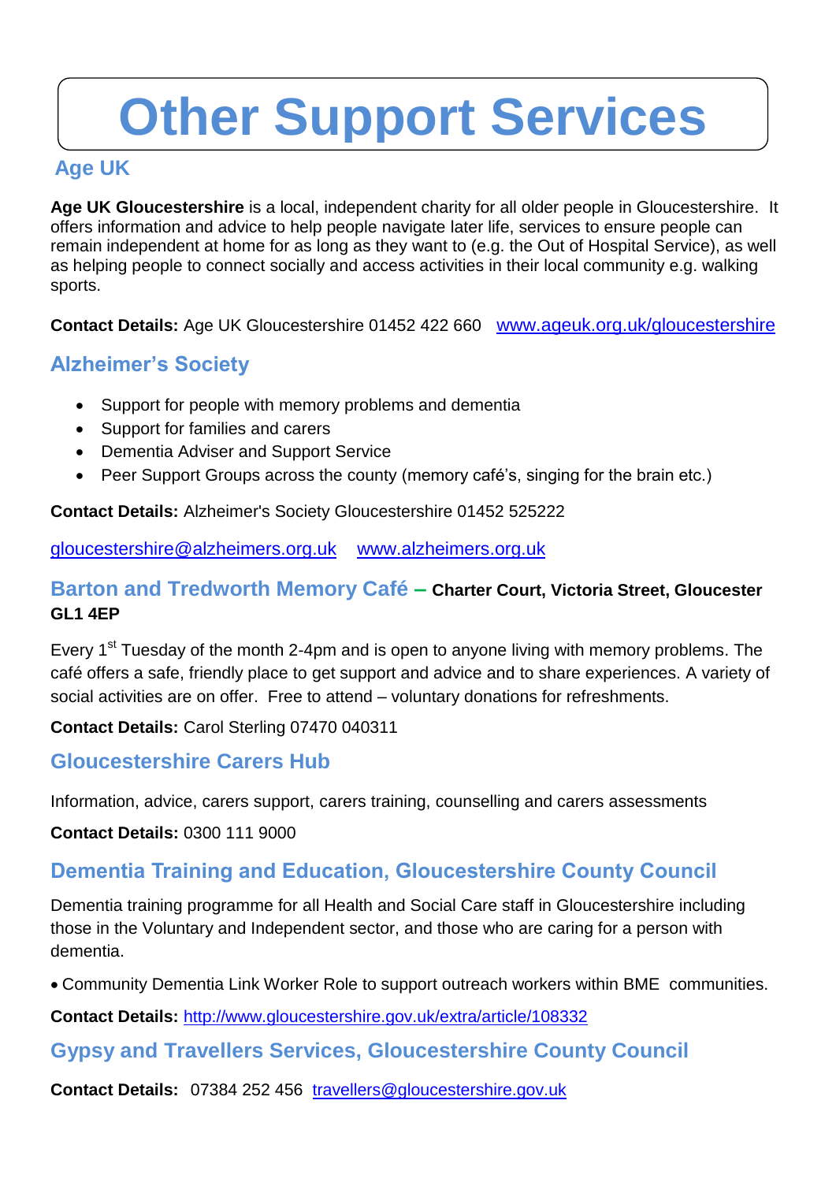# Other Support Services

## Age UK

**Age UK Gloucestershire** is a local, independent charity for all older people in Gloucestershire. It offers information and advice to help people navigate later life, services to ensure people can remain independent at home for as long as they want to (e.g. the Out of Hospital Service), as well as helping people to connect socially and access activities in their local community e.g. walking sports.

**Contact Details:** Age UK Gloucestershire 01452 422 660 www.ageuk.org.uk/gloucestershire

## Alzheimer's Society

- Support for people with memory problems and dementia
- Support for families and carers
- Dementia Adviser and Support Service
- Peer Support Groups across the county (memory café's, singing for the brain etc.)

**Contact Details:** Alzheimer's Society Gloucestershire 01452 525222

gloucestershire@alzheimers.org.uk www.alzheimers.org.uk

## Barton and Tredworth Memory Café – Charter Court, Victoria Street, Gloucester GL1 4EP

Every 1st Tuesday of the month 2-4pm and is open to anyone living with memory problems. The café offers a safe, friendly place to get support and advice and to share experiences. A variety of social activities are on offer. Free to attend – voluntary donations for refreshments.

**Contact Details:** Carol Sterling 07470 040311

## Gloucestershire Carers Hub

Information, advice, carers support, carers training, counselling and carers assessments

**Contact Details:** 0300 111 9000

## Dementia Training and Education, Gloucestershire County Council

Dementia training programme for all Health and Social Care staff in Gloucestershire including those in the Voluntary and Independent sector, and those who are caring for a person with dementia.

- Community Dementia Link Worker Role to support outreach workers within BME communities.

**Contact Details:** http://www.gloucestershire.gov.uk/extra/article/108332

## Gypsy and Travellers Services, Gloucestershire County Council

**Contact Details:** 07384 252 456 travellers@gloucestershire.gov.uk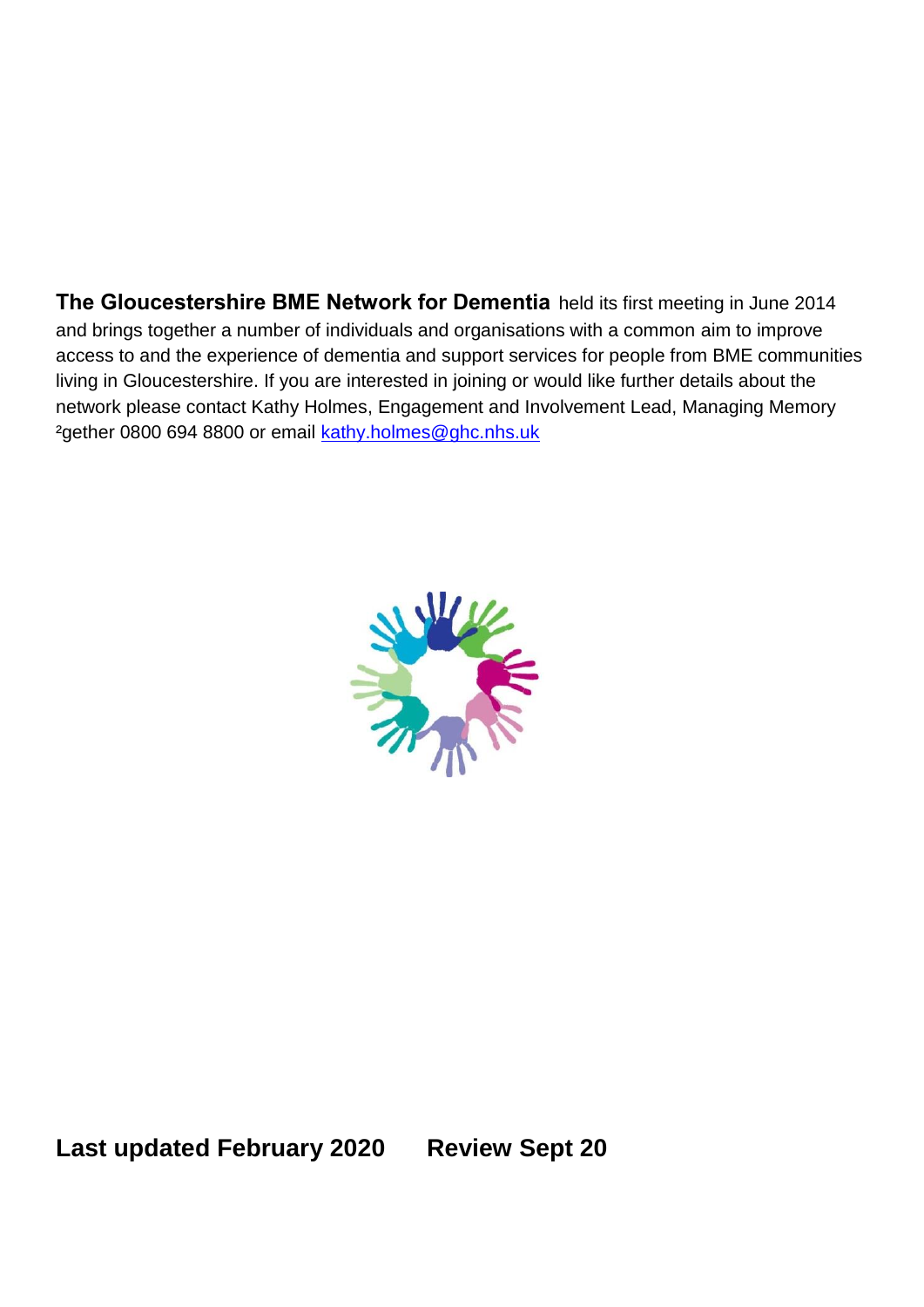**The Gloucestershire BME Network for Dementia** held its first meeting in June 2014 and brings together a number of individuals and organisations with a common aim to improve access to and the experience of dementia and support services for people from BME communities living in Gloucestershire. If you are interested in joining or would like further details about the network please contact Kathy Holmes, Engagement and Involvement Lead, Managing Memory ²gether 0800 694 8800 or email kathy.holmes@ghc.nhs.uk

**Last updated February 2020     Review Sept 20**